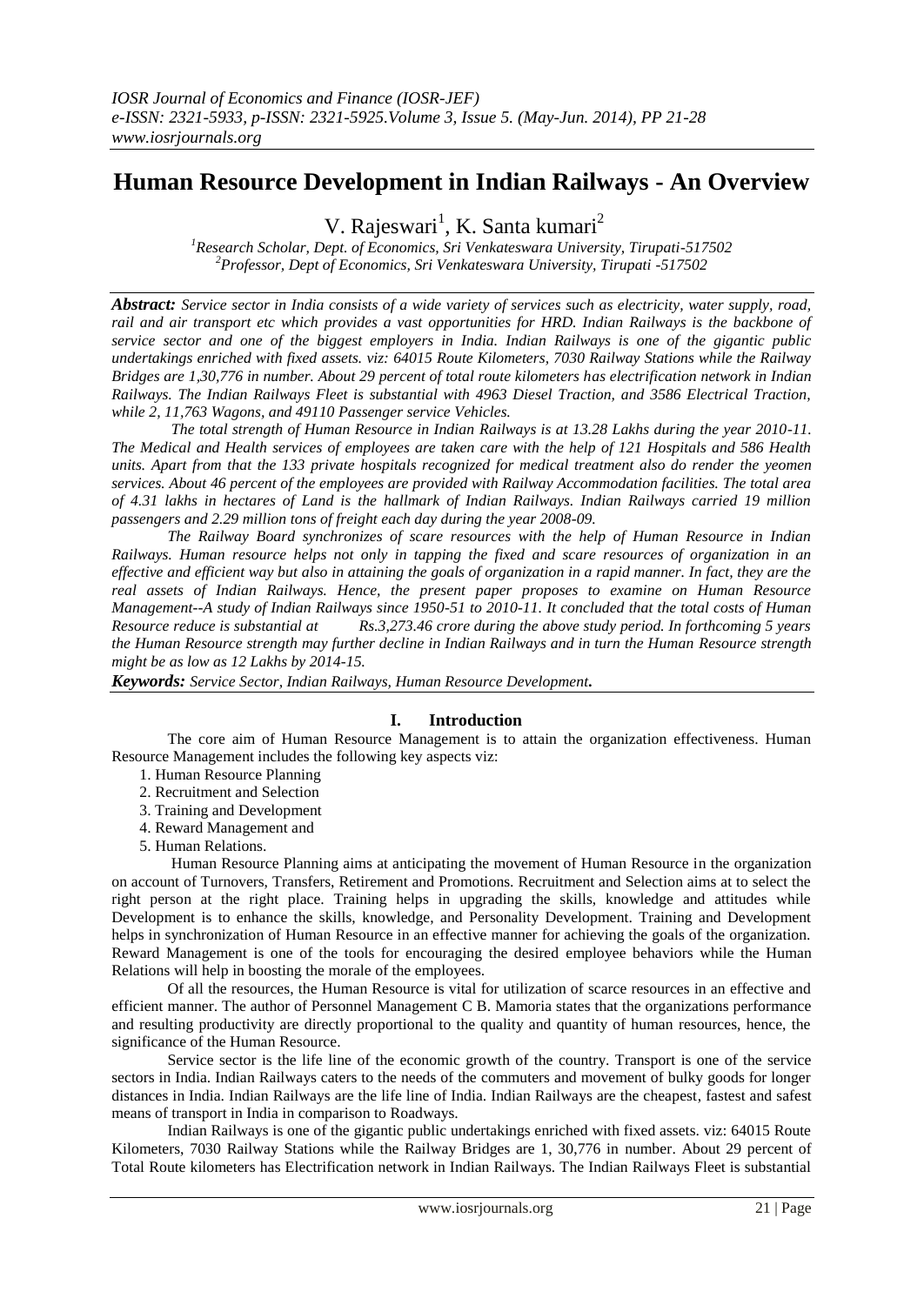# Human Resource Development in Indian Railways - An Overview

V. Rajeswari[1], K. Santa kumari[2]

[1]Research Scholar, Dept. of Economics, Sri Venkateswara University, Tirupati-517502
[2]Professor, Dept of Economics, Sri Venkateswara University, Tirupati -517502

***Abstract:*** *Service sector in India consists of a wide variety of services such as electricity, water supply, road, rail and air transport etc which provides a vast opportunities for HRD. Indian Railways is the backbone of service sector and one of the biggest employers in India. Indian Railways is one of the gigantic public undertakings enriched with fixed assets. viz: 64015 Route Kilometers, 7030 Railway Stations while the Railway Bridges are 1,30,776 in number. About 29 percent of total route kilometers has electrification network in Indian Railways. The Indian Railways Fleet is substantial with 4963 Diesel Traction, and 3586 Electrical Traction, while 2, 11,763 Wagons, and 49110 Passenger service Vehicles.*

*The total strength of Human Resource in Indian Railways is at 13.28 Lakhs during the year 2010-11. The Medical and Health services of employees are taken care with the help of 121 Hospitals and 586 Health units. Apart from that the 133 private hospitals recognized for medical treatment also do render the yeomen services. About 46 percent of the employees are provided with Railway Accommodation facilities. The total area of 4.31 lakhs in hectares of Land is the hallmark of Indian Railways. Indian Railways carried 19 million passengers and 2.29 million tons of freight each day during the year 2008-09.*

*The Railway Board synchronizes of scare resources with the help of Human Resource in Indian Railways. Human resource helps not only in tapping the fixed and scare resources of organization in an effective and efficient way but also in attaining the goals of organization in a rapid manner. In fact, they are the real assets of Indian Railways. Hence, the present paper proposes to examine on Human Resource Management--A study of Indian Railways since 1950-51 to 2010-11. It concluded that the total costs of Human Resource reduce is substantial at Rs.3,273.46 crore during the above study period. In forthcoming 5 years the Human Resource strength may further decline in Indian Railways and in turn the Human Resource strength might be as low as 12 Lakhs by 2014-15.*

***Keywords:*** *Service Sector, Indian Railways, Human Resource Development.*

## I. Introduction

The core aim of Human Resource Management is to attain the organization effectiveness. Human Resource Management includes the following key aspects viz:

1. Human Resource Planning
2. Recruitment and Selection
3. Training and Development
4. Reward Management and
5. Human Relations.

Human Resource Planning aims at anticipating the movement of Human Resource in the organization on account of Turnovers, Transfers, Retirement and Promotions. Recruitment and Selection aims at to select the right person at the right place. Training helps in upgrading the skills, knowledge and attitudes while Development is to enhance the skills, knowledge, and Personality Development. Training and Development helps in synchronization of Human Resource in an effective manner for achieving the goals of the organization. Reward Management is one of the tools for encouraging the desired employee behaviors while the Human Relations will help in boosting the morale of the employees.

Of all the resources, the Human Resource is vital for utilization of scarce resources in an effective and efficient manner. The author of Personnel Management C B. Mamoria states that the organizations performance and resulting productivity are directly proportional to the quality and quantity of human resources, hence, the significance of the Human Resource.

Service sector is the life line of the economic growth of the country. Transport is one of the service sectors in India. Indian Railways caters to the needs of the commuters and movement of bulky goods for longer distances in India. Indian Railways are the life line of India. Indian Railways are the cheapest, fastest and safest means of transport in India in comparison to Roadways.

Indian Railways is one of the gigantic public undertakings enriched with fixed assets. viz: 64015 Route Kilometers, 7030 Railway Stations while the Railway Bridges are 1, 30,776 in number. About 29 percent of Total Route kilometers has Electrification network in Indian Railways. The Indian Railways Fleet is substantial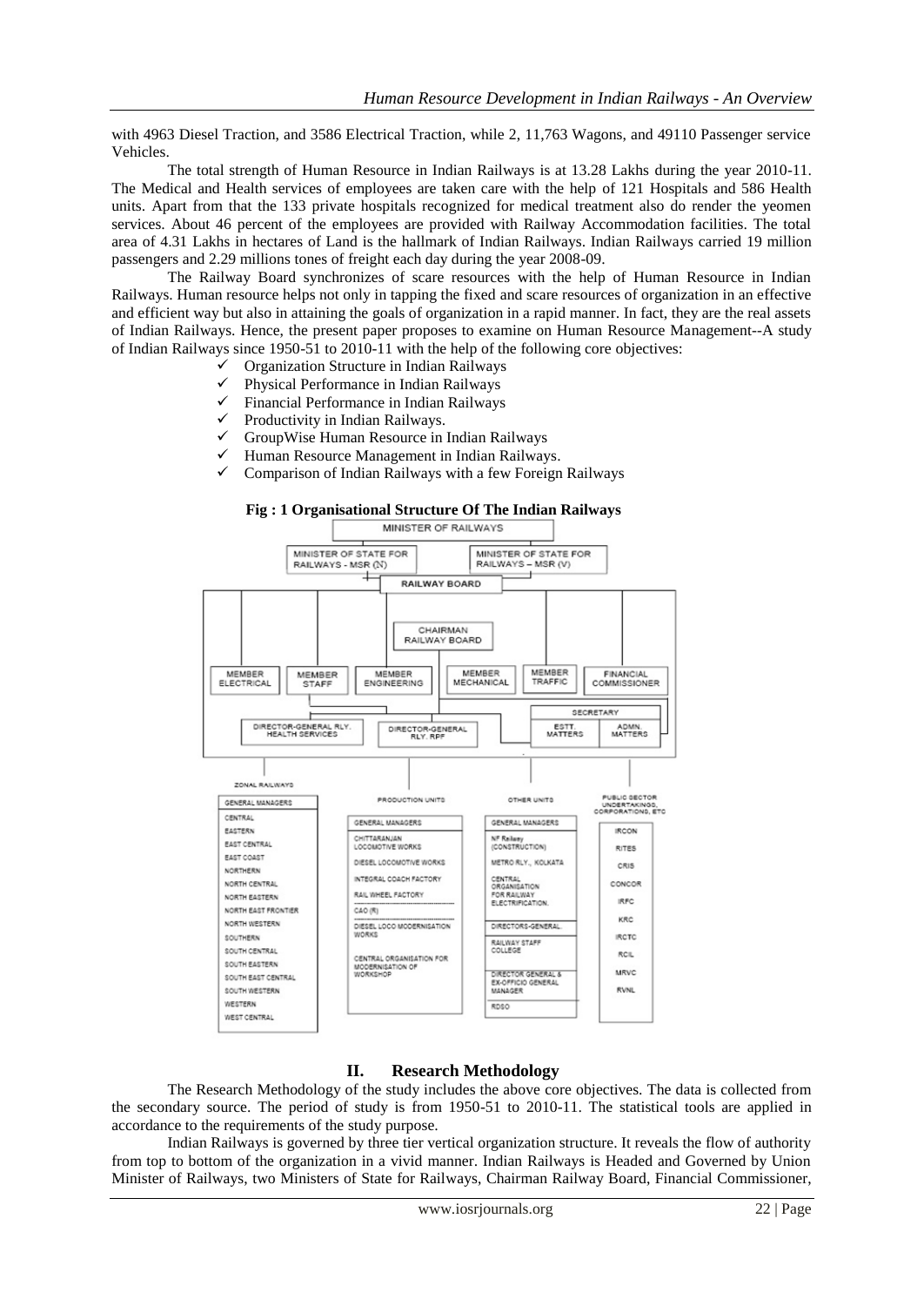with 4963 Diesel Traction, and 3586 Electrical Traction, while 2, 11,763 Wagons, and 49110 Passenger service Vehicles.

The total strength of Human Resource in Indian Railways is at 13.28 Lakhs during the year 2010-11. The Medical and Health services of employees are taken care with the help of 121 Hospitals and 586 Health units. Apart from that the 133 private hospitals recognized for medical treatment also do render the yeomen services. About 46 percent of the employees are provided with Railway Accommodation facilities. The total area of 4.31 Lakhs in hectares of Land is the hallmark of Indian Railways. Indian Railways carried 19 million passengers and 2.29 millions tones of freight each day during the year 2008-09.

The Railway Board synchronizes of scare resources with the help of Human Resource in Indian Railways. Human resource helps not only in tapping the fixed and scare resources of organization in an effective and efficient way but also in attaining the goals of organization in a rapid manner. In fact, they are the real assets of Indian Railways. Hence, the present paper proposes to examine on Human Resource Management--A study of Indian Railways since 1950-51 to 2010-11 with the help of the following core objectives:

- ✓ Organization Structure in Indian Railways
- ✓ Physical Performance in Indian Railways
- ✓ Financial Performance in Indian Railways
- ✓ Productivity in Indian Railways.
- ✓ GroupWise Human Resource in Indian Railways
- ✓ Human Resource Management in Indian Railways.
- ✓ Comparison of Indian Railways with a few Foreign Railways

**Fig : 1 Organisational Structure Of The Indian Railways**

MINISTER OF RAILWAYS

MINISTER OF STATE FOR RAILWAYS - MSR (N) | MINISTER OF STATE FOR RAILWAYS – MSR (V)

RAILWAY BOARD

CHAIRMAN RAILWAY BOARD

MEMBER ELECTRICAL | MEMBER STAFF | MEMBER ENGINEERING | MEMBER MECHANICAL | MEMBER TRAFFIC | FINANCIAL COMMISSIONER

SECRETARY: ESTT. MATTERS | ADMN. MATTERS

DIRECTOR-GENERAL RLY. HEALTH SERVICES | DIRECTOR-GENERAL RLY. RPF

| ZONAL RAILWAYS | PRODUCTION UNITS | OTHER UNITS | PUBLIC SECTOR UNDERTAKINGS, CORPORATIONS, ETC |
|---|---|---|---|
| GENERAL MANAGERS | GENERAL MANAGERS | GENERAL MANAGERS | IRCON |
| CENTRAL | CHITTARANJAN LOCOMOTIVE WORKS | NF Railway (CONSTRUCTION) | RITES |
| EASTERN | DIESEL LOCOMOTIVE WORKS | METRO RLY., KOLKATA | CRIS |
| EAST CENTRAL | INTEGRAL COACH FACTORY | CENTRAL ORGANISATION FOR RAILWAY ELECTRIFICATION. | CONCOR |
| EAST COAST | RAIL WHEEL FACTORY | DIRECTORS-GENERAL | IRFC |
| NORTHERN | CAO (R) | RAILWAY STAFF COLLEGE | KRC |
| NORTH CENTRAL | DIESEL LOCO MODERNISATION WORKS | DIRECTOR GENERAL & EX-OFFICIO GENERAL MANAGER | IRCTC |
| NORTH EASTERN | CENTRAL ORGANISATION FOR MODERNISATION OF WORKSHOP | RDSO | RCIL |
| NORTH EAST FRONTIER | | | MRVC |
| NORTH WESTERN | | | RVNL |
| SOUTHERN | | | |
| SOUTH CENTRAL | | | |
| SOUTH EASTERN | | | |
| SOUTH EAST CENTRAL | | | |
| SOUTH WESTERN | | | |
| WESTERN | | | |
| WEST CENTRAL | | | |

## II. Research Methodology

The Research Methodology of the study includes the above core objectives. The data is collected from the secondary source. The period of study is from 1950-51 to 2010-11. The statistical tools are applied in accordance to the requirements of the study purpose.

Indian Railways is governed by three tier vertical organization structure. It reveals the flow of authority from top to bottom of the organization in a vivid manner. Indian Railways is Headed and Governed by Union Minister of Railways, two Ministers of State for Railways, Chairman Railway Board, Financial Commissioner,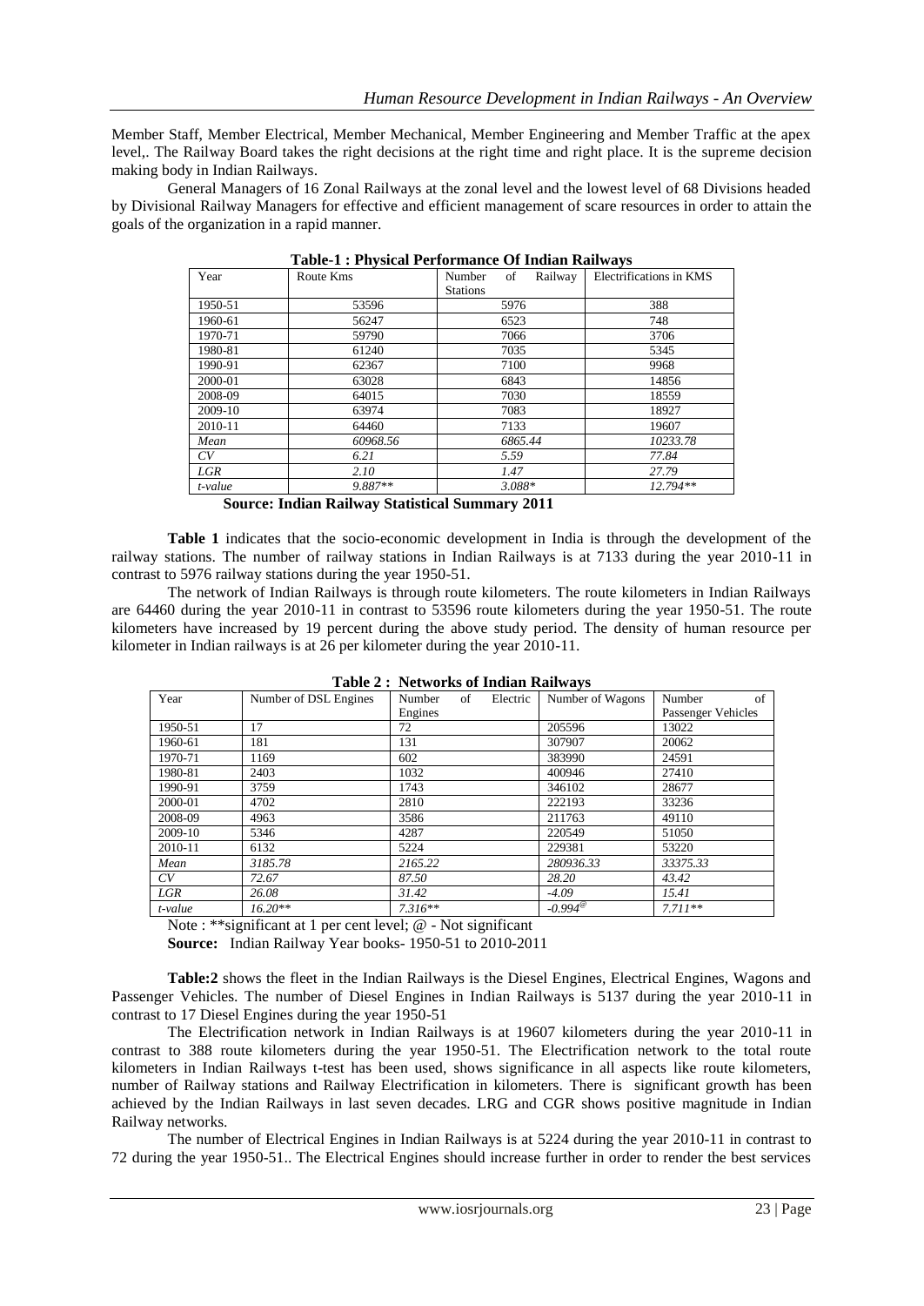Member Staff, Member Electrical, Member Mechanical, Member Engineering and Member Traffic at the apex level,. The Railway Board takes the right decisions at the right time and right place. It is the supreme decision making body in Indian Railways.

General Managers of 16 Zonal Railways at the zonal level and the lowest level of 68 Divisions headed by Divisional Railway Managers for effective and efficient management of scare resources in order to attain the goals of the organization in a rapid manner.

**Table-1 : Physical Performance Of Indian Railways**

| Year | Route Kms | Number of Railway Stations | Electrifications in KMS |
|---|---|---|---|
| 1950-51 | 53596 | 5976 | 388 |
| 1960-61 | 56247 | 6523 | 748 |
| 1970-71 | 59790 | 7066 | 3706 |
| 1980-81 | 61240 | 7035 | 5345 |
| 1990-91 | 62367 | 7100 | 9968 |
| 2000-01 | 63028 | 6843 | 14856 |
| 2008-09 | 64015 | 7030 | 18559 |
| 2009-10 | 63974 | 7083 | 18927 |
| 2010-11 | 64460 | 7133 | 19607 |
| *Mean* | *60968.56* | *6865.44* | *10233.78* |
| *CV* | *6.21* | *5.59* | *77.84* |
| *LGR* | *2.10* | *1.47* | *27.79* |
| *t-value* | *9.887\*\** | *3.088\** | *12.794\*\** |

**Source: Indian Railway Statistical Summary 2011**

**Table 1** indicates that the socio-economic development in India is through the development of the railway stations. The number of railway stations in Indian Railways is at 7133 during the year 2010-11 in contrast to 5976 railway stations during the year 1950-51.

The network of Indian Railways is through route kilometers. The route kilometers in Indian Railways are 64460 during the year 2010-11 in contrast to 53596 route kilometers during the year 1950-51. The route kilometers have increased by 19 percent during the above study period. The density of human resource per kilometer in Indian railways is at 26 per kilometer during the year 2010-11.

**Table 2 : Networks of Indian Railways**

| Year | Number of DSL Engines | Number of Electric Engines | Number of Wagons | Number of Passenger Vehicles |
|---|---|---|---|---|
| 1950-51 | 17 | 72 | 205596 | 13022 |
| 1960-61 | 181 | 131 | 307907 | 20062 |
| 1970-71 | 1169 | 602 | 383990 | 24591 |
| 1980-81 | 2403 | 1032 | 400946 | 27410 |
| 1990-91 | 3759 | 1743 | 346102 | 28677 |
| 2000-01 | 4702 | 2810 | 222193 | 33236 |
| 2008-09 | 4963 | 3586 | 211763 | 49110 |
| 2009-10 | 5346 | 4287 | 220549 | 51050 |
| 2010-11 | 6132 | 5224 | 229381 | 53220 |
| *Mean* | *3185.78* | *2165.22* | *280936.33* | *33375.33* |
| *CV* | *72.67* | *87.50* | *28.20* | *43.42* |
| *LGR* | *26.08* | *31.42* | *-4.09* | *15.41* |
| *t-value* | *16.20\*\** | *7.316\*\** | *-0.994@* | *7.711\*\** |

Note : \*\*significant at 1 per cent level; @ - Not significant

**Source:** Indian Railway Year books- 1950-51 to 2010-2011

**Table:2** shows the fleet in the Indian Railways is the Diesel Engines, Electrical Engines, Wagons and Passenger Vehicles. The number of Diesel Engines in Indian Railways is 5137 during the year 2010-11 in contrast to 17 Diesel Engines during the year 1950-51

The Electrification network in Indian Railways is at 19607 kilometers during the year 2010-11 in contrast to 388 route kilometers during the year 1950-51. The Electrification network to the total route kilometers in Indian Railways t-test has been used, shows significance in all aspects like route kilometers, number of Railway stations and Railway Electrification in kilometers. There is significant growth has been achieved by the Indian Railways in last seven decades. LRG and CGR shows positive magnitude in Indian Railway networks.

The number of Electrical Engines in Indian Railways is at 5224 during the year 2010-11 in contrast to 72 during the year 1950-51.. The Electrical Engines should increase further in order to render the best services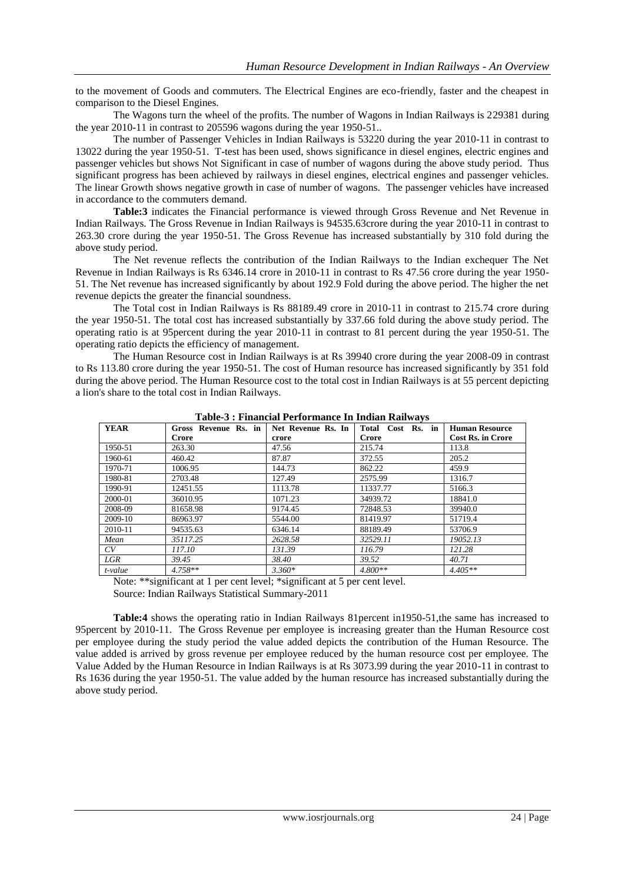to the movement of Goods and commuters. The Electrical Engines are eco-friendly, faster and the cheapest in comparison to the Diesel Engines.

The Wagons turn the wheel of the profits. The number of Wagons in Indian Railways is 229381 during the year 2010-11 in contrast to 205596 wagons during the year 1950-51..

The number of Passenger Vehicles in Indian Railways is 53220 during the year 2010-11 in contrast to 13022 during the year 1950-51. T-test has been used, shows significance in diesel engines, electric engines and passenger vehicles but shows Not Significant in case of number of wagons during the above study period. Thus significant progress has been achieved by railways in diesel engines, electrical engines and passenger vehicles. The linear Growth shows negative growth in case of number of wagons. The passenger vehicles have increased in accordance to the commuters demand.

**Table:3** indicates the Financial performance is viewed through Gross Revenue and Net Revenue in Indian Railways. The Gross Revenue in Indian Railways is 94535.63crore during the year 2010-11 in contrast to 263.30 crore during the year 1950-51. The Gross Revenue has increased substantially by 310 fold during the above study period.

The Net revenue reflects the contribution of the Indian Railways to the Indian exchequer The Net Revenue in Indian Railways is Rs 6346.14 crore in 2010-11 in contrast to Rs 47.56 crore during the year 1950-51. The Net revenue has increased significantly by about 192.9 Fold during the above period. The higher the net revenue depicts the greater the financial soundness.

The Total cost in Indian Railways is Rs 88189.49 crore in 2010-11 in contrast to 215.74 crore during the year 1950-51. The total cost has increased substantially by 337.66 fold during the above study period. The operating ratio is at 95percent during the year 2010-11 in contrast to 81 percent during the year 1950-51. The operating ratio depicts the efficiency of management.

The Human Resource cost in Indian Railways is at Rs 39940 crore during the year 2008-09 in contrast to Rs 113.80 crore during the year 1950-51. The cost of Human resource has increased significantly by 351 fold during the above period. The Human Resource cost to the total cost in Indian Railways is at 55 percent depicting a lion's share to the total cost in Indian Railways.

**Table-3 : Financial Performance In Indian Railways**

| YEAR | Gross Revenue Rs. in Crore | Net Revenue Rs. In crore | Total Cost Rs. in Crore | Human Resource Cost Rs. in Crore |
|---|---|---|---|---|
| 1950-51 | 263.30 | 47.56 | 215.74 | 113.8 |
| 1960-61 | 460.42 | 87.87 | 372.55 | 205.2 |
| 1970-71 | 1006.95 | 144.73 | 862.22 | 459.9 |
| 1980-81 | 2703.48 | 127.49 | 2575.99 | 1316.7 |
| 1990-91 | 12451.55 | 1113.78 | 11337.77 | 5166.3 |
| 2000-01 | 36010.95 | 1071.23 | 34939.72 | 18841.0 |
| 2008-09 | 81658.98 | 9174.45 | 72848.53 | 39940.0 |
| 2009-10 | 86963.97 | 5544.00 | 81419.97 | 51719.4 |
| 2010-11 | 94535.63 | 6346.14 | 88189.49 | 53706.9 |
| *Mean* | *35117.25* | *2628.58* | *32529.11* | *19052.13* |
| *CV* | *117.10* | *131.39* | *116.79* | *121.28* |
| *LGR* | *39.45* | *38.40* | *39.52* | *40.71* |
| *t-value* | *4.758*** | *3.360** | *4.800*** | *4.405*** |

Note: **significant at 1 per cent level; *significant at 5 per cent level.

Source: Indian Railways Statistical Summary-2011

**Table:4** shows the operating ratio in Indian Railways 81percent in1950-51,the same has increased to 95percent by 2010-11. The Gross Revenue per employee is increasing greater than the Human Resource cost per employee during the study period the value added depicts the contribution of the Human Resource. The value added is arrived by gross revenue per employee reduced by the human resource cost per employee. The Value Added by the Human Resource in Indian Railways is at Rs 3073.99 during the year 2010-11 in contrast to Rs 1636 during the year 1950-51. The value added by the human resource has increased substantially during the above study period.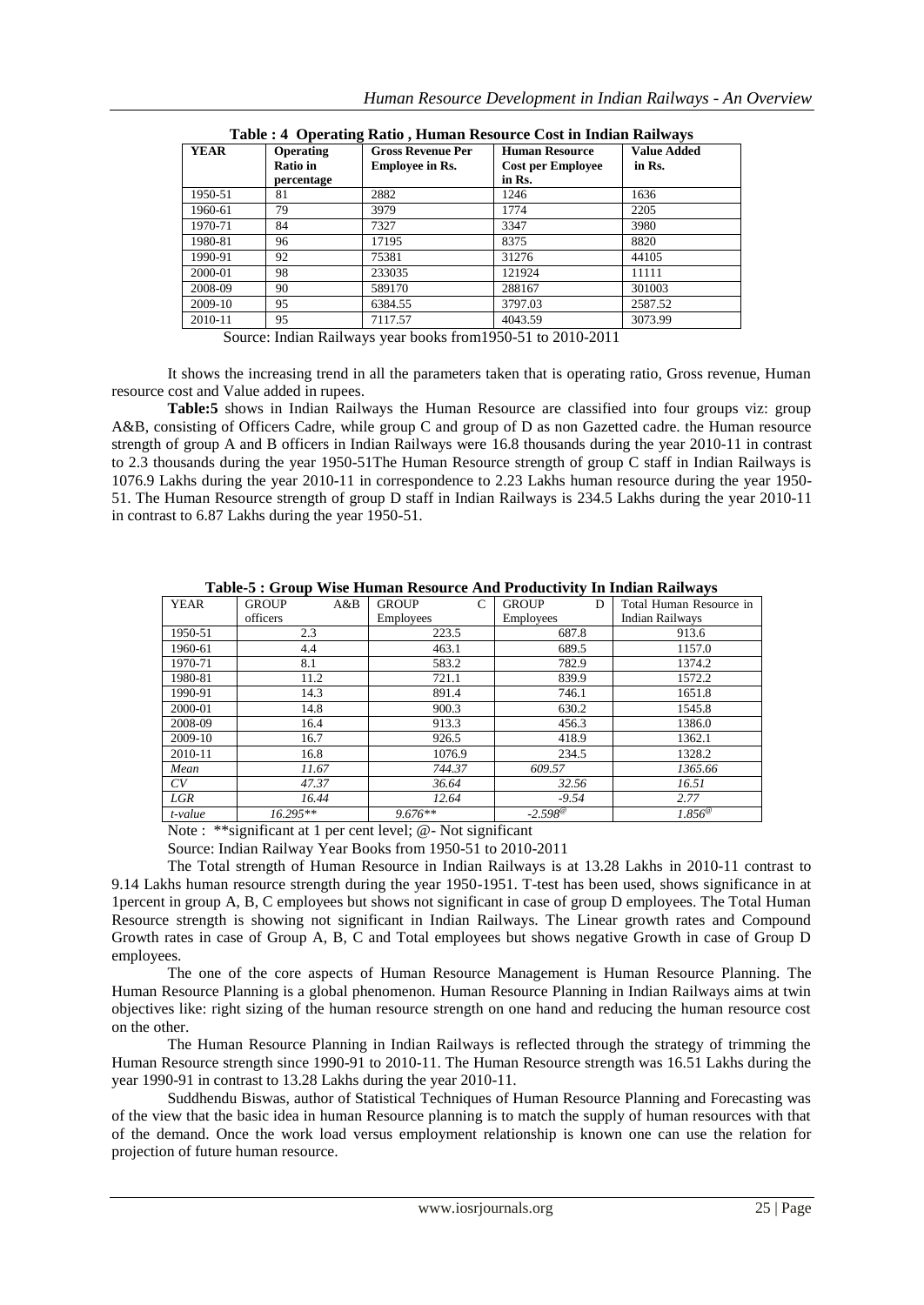**Table : 4 Operating Ratio , Human Resource Cost in Indian Railways**

| YEAR | Operating Ratio in percentage | Gross Revenue Per Employee in Rs. | Human Resource Cost per Employee in Rs. | Value Added in Rs. |
|---|---|---|---|---|
| 1950-51 | 81 | 2882 | 1246 | 1636 |
| 1960-61 | 79 | 3979 | 1774 | 2205 |
| 1970-71 | 84 | 7327 | 3347 | 3980 |
| 1980-81 | 96 | 17195 | 8375 | 8820 |
| 1990-91 | 92 | 75381 | 31276 | 44105 |
| 2000-01 | 98 | 233035 | 121924 | 11111 |
| 2008-09 | 90 | 589170 | 288167 | 301003 |
| 2009-10 | 95 | 6384.55 | 3797.03 | 2587.52 |
| 2010-11 | 95 | 7117.57 | 4043.59 | 3073.99 |

Source: Indian Railways year books from1950-51 to 2010-2011

It shows the increasing trend in all the parameters taken that is operating ratio, Gross revenue, Human resource cost and Value added in rupees.

**Table:5** shows in Indian Railways the Human Resource are classified into four groups viz: group A&B, consisting of Officers Cadre, while group C and group of D as non Gazetted cadre. the Human resource strength of group A and B officers in Indian Railways were 16.8 thousands during the year 2010-11 in contrast to 2.3 thousands during the year 1950-51The Human Resource strength of group C staff in Indian Railways is 1076.9 Lakhs during the year 2010-11 in correspondence to 2.23 Lakhs human resource during the year 1950-51. The Human Resource strength of group D staff in Indian Railways is 234.5 Lakhs during the year 2010-11 in contrast to 6.87 Lakhs during the year 1950-51.

**Table-5 : Group Wise Human Resource And Productivity In Indian Railways**

| YEAR | GROUP A&B officers | GROUP C Employees | GROUP D Employees | Total Human Resource in Indian Railways |
|---|---|---|---|---|
| 1950-51 | 2.3 | 223.5 | 687.8 | 913.6 |
| 1960-61 | 4.4 | 463.1 | 689.5 | 1157.0 |
| 1970-71 | 8.1 | 583.2 | 782.9 | 1374.2 |
| 1980-81 | 11.2 | 721.1 | 839.9 | 1572.2 |
| 1990-91 | 14.3 | 891.4 | 746.1 | 1651.8 |
| 2000-01 | 14.8 | 900.3 | 630.2 | 1545.8 |
| 2008-09 | 16.4 | 913.3 | 456.3 | 1386.0 |
| 2009-10 | 16.7 | 926.5 | 418.9 | 1362.1 |
| 2010-11 | 16.8 | 1076.9 | 234.5 | 1328.2 |
| *Mean* | *11.67* | *744.37* | *609.57* | *1365.66* |
| *CV* | *47.37* | *36.64* | *32.56* | *16.51* |
| *LGR* | *16.44* | *12.64* | *-9.54* | *2.77* |
| *t-value* | *16.295*** | *9.676*** | *-2.598*@ | *1.856*@ |

Note : **significant at 1 per cent level; @- Not significant

Source: Indian Railway Year Books from 1950-51 to 2010-2011

The Total strength of Human Resource in Indian Railways is at 13.28 Lakhs in 2010-11 contrast to 9.14 Lakhs human resource strength during the year 1950-1951. T-test has been used, shows significance in at 1percent in group A, B, C employees but shows not significant in case of group D employees. The Total Human Resource strength is showing not significant in Indian Railways. The Linear growth rates and Compound Growth rates in case of Group A, B, C and Total employees but shows negative Growth in case of Group D employees.

The one of the core aspects of Human Resource Management is Human Resource Planning. The Human Resource Planning is a global phenomenon. Human Resource Planning in Indian Railways aims at twin objectives like: right sizing of the human resource strength on one hand and reducing the human resource cost on the other.

The Human Resource Planning in Indian Railways is reflected through the strategy of trimming the Human Resource strength since 1990-91 to 2010-11. The Human Resource strength was 16.51 Lakhs during the year 1990-91 in contrast to 13.28 Lakhs during the year 2010-11.

Suddhendu Biswas, author of Statistical Techniques of Human Resource Planning and Forecasting was of the view that the basic idea in human Resource planning is to match the supply of human resources with that of the demand. Once the work load versus employment relationship is known one can use the relation for projection of future human resource.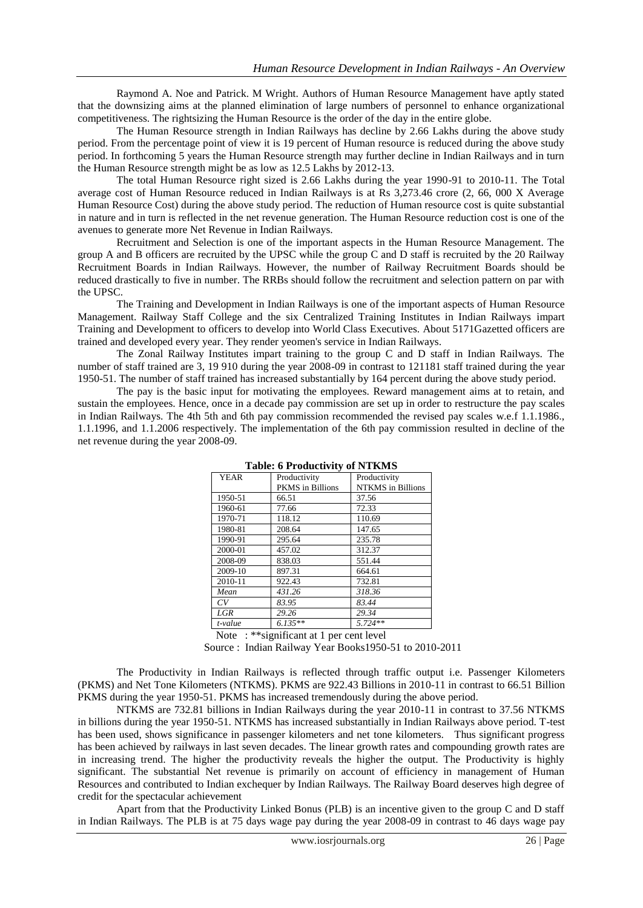Raymond A. Noe and Patrick. M Wright. Authors of Human Resource Management have aptly stated that the downsizing aims at the planned elimination of large numbers of personnel to enhance organizational competitiveness. The rightsizing the Human Resource is the order of the day in the entire globe.

The Human Resource strength in Indian Railways has decline by 2.66 Lakhs during the above study period. From the percentage point of view it is 19 percent of Human resource is reduced during the above study period. In forthcoming 5 years the Human Resource strength may further decline in Indian Railways and in turn the Human Resource strength might be as low as 12.5 Lakhs by 2012-13.

The total Human Resource right sized is 2.66 Lakhs during the year 1990-91 to 2010-11. The Total average cost of Human Resource reduced in Indian Railways is at Rs 3,273.46 crore (2, 66, 000 X Average Human Resource Cost) during the above study period. The reduction of Human resource cost is quite substantial in nature and in turn is reflected in the net revenue generation. The Human Resource reduction cost is one of the avenues to generate more Net Revenue in Indian Railways.

Recruitment and Selection is one of the important aspects in the Human Resource Management. The group A and B officers are recruited by the UPSC while the group C and D staff is recruited by the 20 Railway Recruitment Boards in Indian Railways. However, the number of Railway Recruitment Boards should be reduced drastically to five in number. The RRBs should follow the recruitment and selection pattern on par with the UPSC.

The Training and Development in Indian Railways is one of the important aspects of Human Resource Management. Railway Staff College and the six Centralized Training Institutes in Indian Railways impart Training and Development to officers to develop into World Class Executives. About 5171Gazetted officers are trained and developed every year. They render yeomen's service in Indian Railways.

The Zonal Railway Institutes impart training to the group C and D staff in Indian Railways. The number of staff trained are 3, 19 910 during the year 2008-09 in contrast to 121181 staff trained during the year 1950-51. The number of staff trained has increased substantially by 164 percent during the above study period.

The pay is the basic input for motivating the employees. Reward management aims at to retain, and sustain the employees. Hence, once in a decade pay commission are set up in order to restructure the pay scales in Indian Railways. The 4th 5th and 6th pay commission recommended the revised pay scales w.e.f 1.1.1986., 1.1.1996, and 1.1.2006 respectively. The implementation of the 6th pay commission resulted in decline of the net revenue during the year 2008-09.

**Table: 6 Productivity of NTKMS**

| YEAR | Productivity PKMS in Billions | Productivity NTKMS in Billions |
|---|---|---|
| 1950-51 | 66.51 | 37.56 |
| 1960-61 | 77.66 | 72.33 |
| 1970-71 | 118.12 | 110.69 |
| 1980-81 | 208.64 | 147.65 |
| 1990-91 | 295.64 | 235.78 |
| 2000-01 | 457.02 | 312.37 |
| 2008-09 | 838.03 | 551.44 |
| 2009-10 | 897.31 | 664.61 |
| 2010-11 | 922.43 | 732.81 |
| *Mean* | *431.26* | *318.36* |
| *CV* | *83.95* | *83.44* |
| *LGR* | *29.26* | *29.34* |
| *t-value* | *6.135*** | *5.724*** |

Note : **significant at 1 per cent level

Source : Indian Railway Year Books1950-51 to 2010-2011

The Productivity in Indian Railways is reflected through traffic output i.e. Passenger Kilometers (PKMS) and Net Tone Kilometers (NTKMS). PKMS are 922.43 Billions in 2010-11 in contrast to 66.51 Billion PKMS during the year 1950-51. PKMS has increased tremendously during the above period.

NTKMS are 732.81 billions in Indian Railways during the year 2010-11 in contrast to 37.56 NTKMS in billions during the year 1950-51. NTKMS has increased substantially in Indian Railways above period. T-test has been used, shows significance in passenger kilometers and net tone kilometers. Thus significant progress has been achieved by railways in last seven decades. The linear growth rates and compounding growth rates are in increasing trend. The higher the productivity reveals the higher the output. The Productivity is highly significant. The substantial Net revenue is primarily on account of efficiency in management of Human Resources and contributed to Indian exchequer by Indian Railways. The Railway Board deserves high degree of credit for the spectacular achievement

Apart from that the Productivity Linked Bonus (PLB) is an incentive given to the group C and D staff in Indian Railways. The PLB is at 75 days wage pay during the year 2008-09 in contrast to 46 days wage pay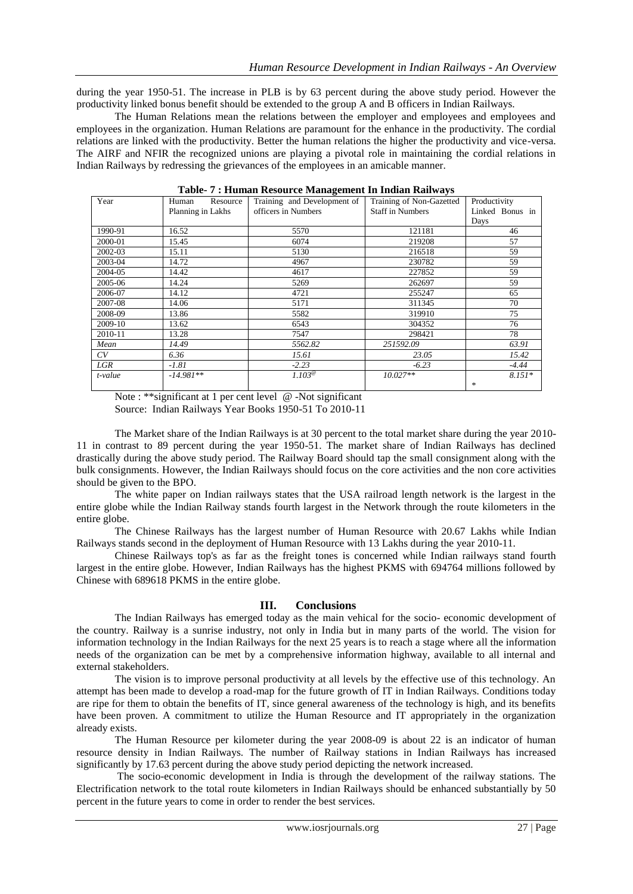during the year 1950-51. The increase in PLB is by 63 percent during the above study period. However the productivity linked bonus benefit should be extended to the group A and B officers in Indian Railways.

The Human Relations mean the relations between the employer and employees and employees and employees in the organization. Human Relations are paramount for the enhance in the productivity. The cordial relations are linked with the productivity. Better the human relations the higher the productivity and vice-versa. The AIRF and NFIR the recognized unions are playing a pivotal role in maintaining the cordial relations in Indian Railways by redressing the grievances of the employees in an amicable manner.

**Table- 7 : Human Resource Management In Indian Railways**

| Year | Human Resource Planning in Lakhs | Training and Development of officers in Numbers | Training of Non-Gazetted Staff in Numbers | Productivity Linked Bonus in Days |
|---|---|---|---|---|
| 1990-91 | 16.52 | 5570 | 121181 | 46 |
| 2000-01 | 15.45 | 6074 | 219208 | 57 |
| 2002-03 | 15.11 | 5130 | 216518 | 59 |
| 2003-04 | 14.72 | 4967 | 230782 | 59 |
| 2004-05 | 14.42 | 4617 | 227852 | 59 |
| 2005-06 | 14.24 | 5269 | 262697 | 59 |
| 2006-07 | 14.12 | 4721 | 255247 | 65 |
| 2007-08 | 14.06 | 5171 | 311345 | 70 |
| 2008-09 | 13.86 | 5582 | 319910 | 75 |
| 2009-10 | 13.62 | 6543 | 304352 | 76 |
| 2010-11 | 13.28 | 7547 | 298421 | 78 |
| *Mean* | *14.49* | *5562.82* | *251592.09* | *63.91* |
| *CV* | *6.36* | *15.61* | *23.05* | *15.42* |
| *LGR* | *-1.81* | *-2.23* | *-6.23* | *-4.44* |
| *t-value* | *-14.981\*\** | *1.103@* | *10.027\*\** | *8.151\** * |

Note : **significant at 1 per cent level @ -Not significant
Source: Indian Railways Year Books 1950-51 To 2010-11

The Market share of the Indian Railways is at 30 percent to the total market share during the year 2010-11 in contrast to 89 percent during the year 1950-51. The market share of Indian Railways has declined drastically during the above study period. The Railway Board should tap the small consignment along with the bulk consignments. However, the Indian Railways should focus on the core activities and the non core activities should be given to the BPO.

The white paper on Indian railways states that the USA railroad length network is the largest in the entire globe while the Indian Railway stands fourth largest in the Network through the route kilometers in the entire globe.

The Chinese Railways has the largest number of Human Resource with 20.67 Lakhs while Indian Railways stands second in the deployment of Human Resource with 13 Lakhs during the year 2010-11.

Chinese Railways top's as far as the freight tones is concerned while Indian railways stand fourth largest in the entire globe. However, Indian Railways has the highest PKMS with 694764 millions followed by Chinese with 689618 PKMS in the entire globe.

## III. Conclusions

The Indian Railways has emerged today as the main vehical for the socio- economic development of the country. Railway is a sunrise industry, not only in India but in many parts of the world. The vision for information technology in the Indian Railways for the next 25 years is to reach a stage where all the information needs of the organization can be met by a comprehensive information highway, available to all internal and external stakeholders.

The vision is to improve personal productivity at all levels by the effective use of this technology. An attempt has been made to develop a road-map for the future growth of IT in Indian Railways. Conditions today are ripe for them to obtain the benefits of IT, since general awareness of the technology is high, and its benefits have been proven. A commitment to utilize the Human Resource and IT appropriately in the organization already exists.

The Human Resource per kilometer during the year 2008-09 is about 22 is an indicator of human resource density in Indian Railways. The number of Railway stations in Indian Railways has increased significantly by 17.63 percent during the above study period depicting the network increased.

The socio-economic development in India is through the development of the railway stations. The Electrification network to the total route kilometers in Indian Railways should be enhanced substantially by 50 percent in the future years to come in order to render the best services.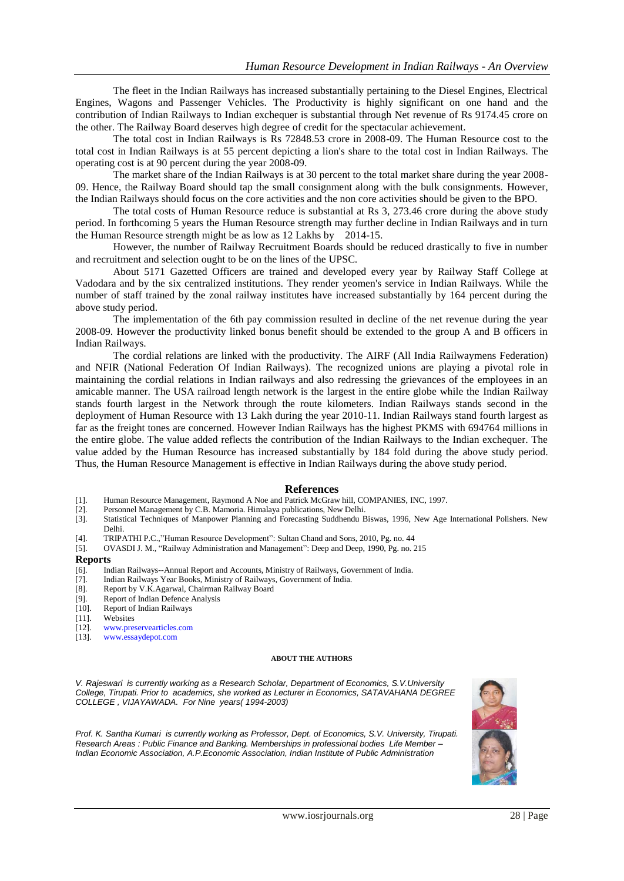The fleet in the Indian Railways has increased substantially pertaining to the Diesel Engines, Electrical Engines, Wagons and Passenger Vehicles. The Productivity is highly significant on one hand and the contribution of Indian Railways to Indian exchequer is substantial through Net revenue of Rs 9174.45 crore on the other. The Railway Board deserves high degree of credit for the spectacular achievement.

The total cost in Indian Railways is Rs 72848.53 crore in 2008-09. The Human Resource cost to the total cost in Indian Railways is at 55 percent depicting a lion's share to the total cost in Indian Railways. The operating cost is at 90 percent during the year 2008-09.

The market share of the Indian Railways is at 30 percent to the total market share during the year 2008-09. Hence, the Railway Board should tap the small consignment along with the bulk consignments. However, the Indian Railways should focus on the core activities and the non core activities should be given to the BPO.

The total costs of Human Resource reduce is substantial at Rs 3, 273.46 crore during the above study period. In forthcoming 5 years the Human Resource strength may further decline in Indian Railways and in turn the Human Resource strength might be as low as 12 Lakhs by 2014-15.

However, the number of Railway Recruitment Boards should be reduced drastically to five in number and recruitment and selection ought to be on the lines of the UPSC.

About 5171 Gazetted Officers are trained and developed every year by Railway Staff College at Vadodara and by the six centralized institutions. They render yeomen's service in Indian Railways. While the number of staff trained by the zonal railway institutes have increased substantially by 164 percent during the above study period.

The implementation of the 6th pay commission resulted in decline of the net revenue during the year 2008-09. However the productivity linked bonus benefit should be extended to the group A and B officers in Indian Railways.

The cordial relations are linked with the productivity. The AIRF (All India Railwaymens Federation) and NFIR (National Federation Of Indian Railways). The recognized unions are playing a pivotal role in maintaining the cordial relations in Indian railways and also redressing the grievances of the employees in an amicable manner. The USA railroad length network is the largest in the entire globe while the Indian Railway stands fourth largest in the Network through the route kilometers. Indian Railways stands second in the deployment of Human Resource with 13 Lakh during the year 2010-11. Indian Railways stand fourth largest as far as the freight tones are concerned. However Indian Railways has the highest PKMS with 694764 millions in the entire globe. The value added reflects the contribution of the Indian Railways to the Indian exchequer. The value added by the Human Resource has increased substantially by 184 fold during the above study period. Thus, the Human Resource Management is effective in Indian Railways during the above study period.

## References

[1]. Human Resource Management, Raymond A Noe and Patrick McGraw hill, COMPANIES, INC, 1997.
[2]. Personnel Management by C.B. Mamoria. Himalaya publications, New Delhi.
[3]. Statistical Techniques of Manpower Planning and Forecasting Suddhendu Biswas, 1996, New Age International Polishers. New Delhi.
[4]. TRIPATHI P.C.,"Human Resource Development": Sultan Chand and Sons, 2010, Pg. no. 44
[5]. OVASDI J. M., "Railway Administration and Management": Deep and Deep, 1990, Pg. no. 215

### Reports

[6]. Indian Railways--Annual Report and Accounts, Ministry of Railways, Government of India.
[7]. Indian Railways Year Books, Ministry of Railways, Government of India.
[8]. Report by V.K.Agarwal, Chairman Railway Board
[9]. Report of Indian Defence Analysis
[10]. Report of Indian Railways
[11]. Websites
[12]. www.preservearticles.com
[13]. www.essaydepot.com

#### ABOUT THE AUTHORS

*V. Rajeswari is currently working as a Research Scholar, Department of Economics, S.V.University College, Tirupati. Prior to academics, she worked as Lecturer in Economics, SATAVAHANA DEGREE COLLEGE , VIJAYAWADA. For Nine years( 1994-2003)*

*Prof. K. Santha Kumari is currently working as Professor, Dept. of Economics, S.V. University, Tirupati. Research Areas : Public Finance and Banking. Memberships in professional bodies Life Member – Indian Economic Association, A.P.Economic Association, Indian Institute of Public Administration*